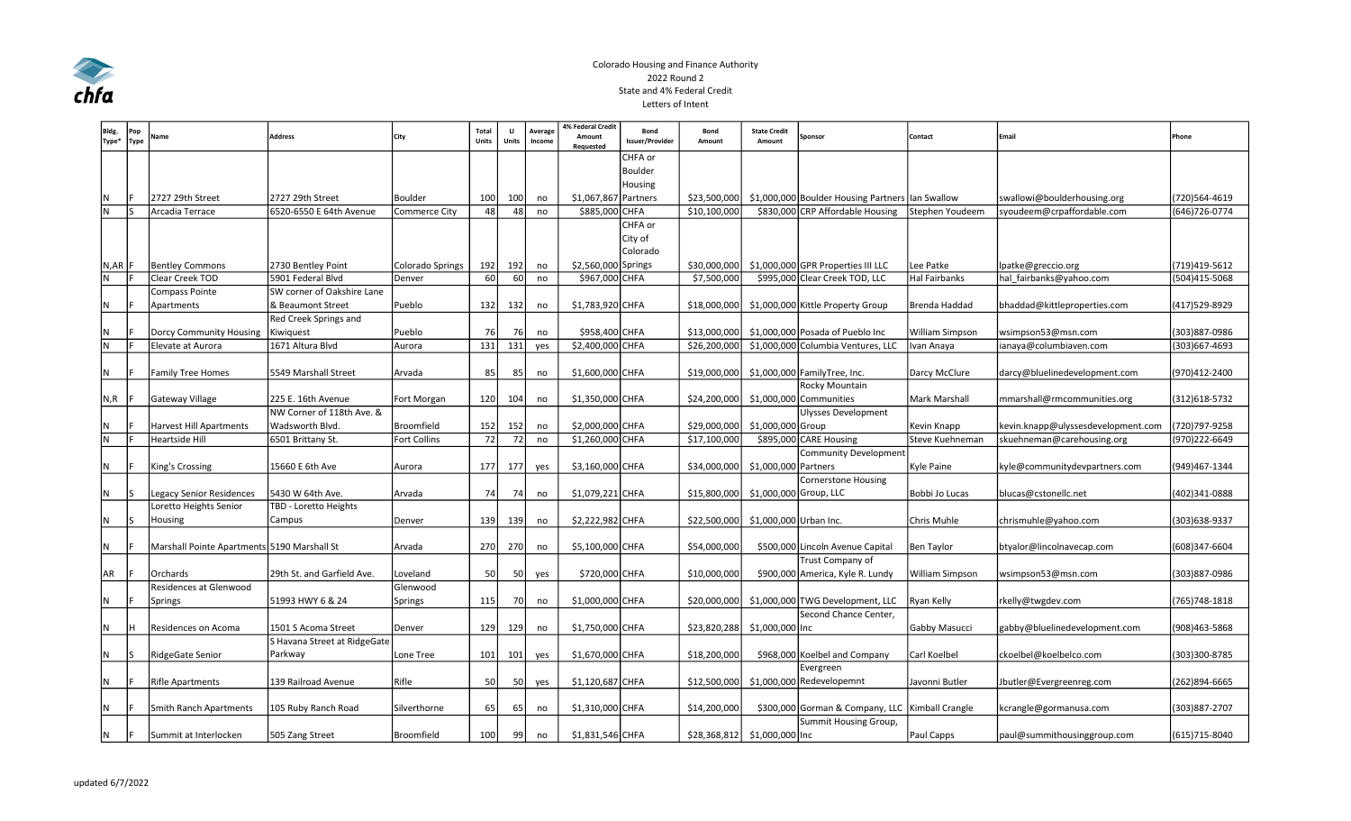# Colorado Housing and Finance Authority

2022 Round 2

State and 4% Federal Credit

Letters of Intent

| Bldg. Type* | Pop Type | Name | Address | City | Total Units | LI Units | Average Income | 4% Federal Credit Amount Requested | Bond Issuer/Provider | Bond Amount | State Credit Amount | Sponsor | Contact | Email | Phone |
|---|---|---|---|---|---|---|---|---|---|---|---|---|---|---|---|
| N | F | 2727 29th Street | 2727 29th Street | Boulder | 100 | 100 | no | $1,067,867 | CHFA or Boulder Housing Partners | $23,500,000 | $1,000,000 | Boulder Housing Partners | Ian Swallow | swallowi@boulderhousing.org | (720)564-4619 |
| N | S | Arcadia Terrace | 6520-6550 E 64th Avenue | Commerce City | 48 | 48 | no | $885,000 | CHFA | $10,100,000 | $830,000 | CRP Affordable Housing | Stephen Youdeem | syoudeem@crpaffordable.com | (646)726-0774 |
| N,AR | F | Bentley Commons | 2730 Bentley Point | Colorado Springs | 192 | 192 | no | $2,560,000 | CHFA or City of Colorado Springs | $30,000,000 | $1,000,000 | GPR Properties III LLC | Lee Patke | lpatke@greccio.org | (719)419-5612 |
| N | F | Clear Creek TOD | 5901 Federal Blvd | Denver | 60 | 60 | no | $967,000 | CHFA | $7,500,000 | $995,000 | Clear Creek TOD, LLC | Hal Fairbanks | hal_fairbanks@yahoo.com | (504)415-5068 |
| N | F | Compass Pointe Apartments | SW corner of Oakshire Lane & Beaumont Street | Pueblo | 132 | 132 | no | $1,783,920 | CHFA | $18,000,000 | $1,000,000 | Kittle Property Group | Brenda Haddad | bhaddad@kittleproperties.com | (417)529-8929 |
| N | F | Dorcy Community Housing | Red Creek Springs and Kiwiquest | Pueblo | 76 | 76 | no | $958,400 | CHFA | $13,000,000 | $1,000,000 | Posada of Pueblo Inc | William Simpson | wsimpson53@msn.com | (303)887-0986 |
| N | F | Elevate at Aurora | 1671 Altura Blvd | Aurora | 131 | 131 | yes | $2,400,000 | CHFA | $26,200,000 | $1,000,000 | Columbia Ventures, LLC | Ivan Anaya | ianaya@columbiaven.com | (303)667-4693 |
| N | F | Family Tree Homes | 5549 Marshall Street | Arvada | 85 | 85 | no | $1,600,000 | CHFA | $19,000,000 | $1,000,000 | FamilyTree, Inc. | Darcy McClure | darcy@bluelinedevelopment.com | (970)412-2400 |
| N,R | F | Gateway Village | 225 E. 16th Avenue | Fort Morgan | 120 | 104 | no | $1,350,000 | CHFA | $24,200,000 | $1,000,000 | Rocky Mountain Communities | Mark Marshall | mmarshall@rmcommunities.org | (312)618-5732 |
| N | F | Harvest Hill Apartments | NW Corner of 118th Ave. & Wadsworth Blvd. | Broomfield | 152 | 152 | no | $2,000,000 | CHFA | $29,000,000 | $1,000,000 | Ulysses Development Group | Kevin Knapp | kevin.knapp@ulyssesdevelopment.com | (720)797-9258 |
| N | F | Heartside Hill | 6501 Brittany St. | Fort Collins | 72 | 72 | no | $1,260,000 | CHFA | $17,100,000 | $895,000 | CARE Housing | Steve Kuehneman | skuehneman@carehousing.org | (970)222-6649 |
| N | F | King's Crossing | 15660 E 6th Ave | Aurora | 177 | 177 | yes | $3,160,000 | CHFA | $34,000,000 | $1,000,000 | Community Development Partners | Kyle Paine | kyle@communitydevpartners.com | (949)467-1344 |
| N | S | Legacy Senior Residences | 5430 W 64th Ave. | Arvada | 74 | 74 | no | $1,079,221 | CHFA | $15,800,000 | $1,000,000 | Cornerstone Housing Group, LLC | Bobbi Jo Lucas | blucas@cstonellc.net | (402)341-0888 |
| N | S | Loretto Heights Senior Housing | TBD - Loretto Heights Campus | Denver | 139 | 139 | no | $2,222,982 | CHFA | $22,500,000 | $1,000,000 | Urban Inc. | Chris Muhle | chrismuhle@yahoo.com | (303)638-9337 |
| N | F | Marshall Pointe Apartments | 5190 Marshall St | Arvada | 270 | 270 | no | $5,100,000 | CHFA | $54,000,000 | $500,000 | Lincoln Avenue Capital | Ben Taylor | btyalor@lincolnavecap.com | (608)347-6604 |
| AR | F | Orchards | 29th St. and Garfield Ave. | Loveland | 50 | 50 | yes | $720,000 | CHFA | $10,000,000 | $900,000 | Trust Company of America, Kyle R. Lundy | William Simpson | wsimpson53@msn.com | (303)887-0986 |
| N | F | Residences at Glenwood Springs | 51993 HWY 6 & 24 | Glenwood Springs | 115 | 70 | no | $1,000,000 | CHFA | $20,000,000 | $1,000,000 | TWG Development, LLC | Ryan Kelly | rkelly@twgdev.com | (765)748-1818 |
| N | H | Residences on Acoma | 1501 S Acoma Street | Denver | 129 | 129 | no | $1,750,000 | CHFA | $23,820,288 | $1,000,000 | Second Chance Center, Inc | Gabby Masucci | gabby@bluelinedevelopment.com | (908)463-5868 |
| N | S | RidgeGate Senior | S Havana Street at RidgeGate Parkway | Lone Tree | 101 | 101 | yes | $1,670,000 | CHFA | $18,200,000 | $968,000 | Koelbel and Company | Carl Koelbel | ckoelbel@koelbelco.com | (303)300-8785 |
| N | F | Rifle Apartments | 139 Railroad Avenue | Rifle | 50 | 50 | yes | $1,120,687 | CHFA | $12,500,000 | $1,000,000 | Evergreen Redevelopemnt | Javonni Butler | Jbutler@Evergreenreg.com | (262)894-6665 |
| N | F | Smith Ranch Apartments | 105 Ruby Ranch Road | Silverthorne | 65 | 65 | no | $1,310,000 | CHFA | $14,200,000 | $300,000 | Gorman & Company, LLC | Kimball Crangle | kcrangle@gormanusa.com | (303)887-2707 |
| N | F | Summit at Interlocken | 505 Zang Street | Broomfield | 100 | 99 | no | $1,831,546 | CHFA | $28,368,812 | $1,000,000 | Summit Housing Group, Inc | Paul Capps | paul@summithousinggroup.com | (615)715-8040 |

updated 6/7/2022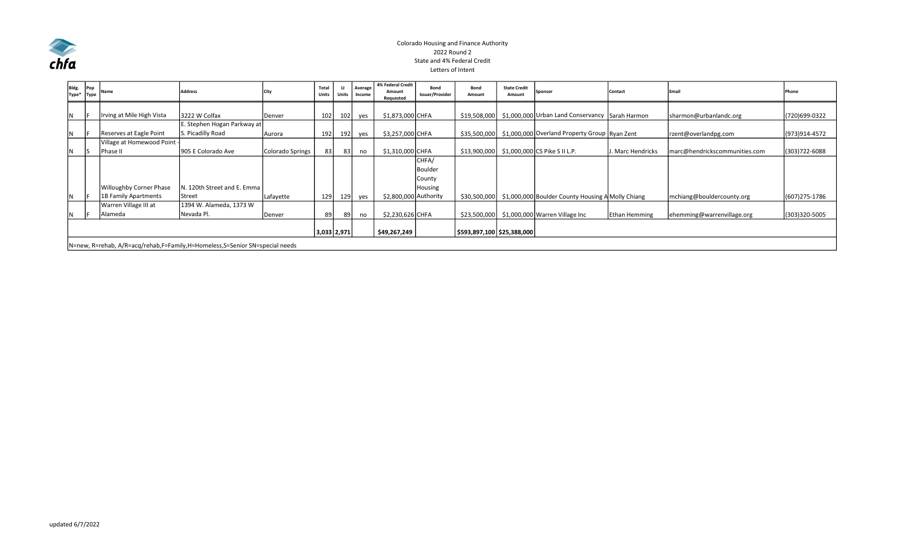Colorado Housing and Finance Authority
2022 Round 2
State and 4% Federal Credit
Letters of Intent

| Bldg. Type* | Pop Type | Name | Address | City | Total Units | LI Units | Average Income | 4% Federal Credit Amount Requested | Bond Issuer/Provider | Bond Amount | State Credit Amount | Sponsor | Contact | Email | Phone |
|---|---|---|---|---|---|---|---|---|---|---|---|---|---|---|---|
| N | F | Irving at Mile High Vista | 3222 W Colfax | Denver | 102 | 102 | yes | $1,873,000 | CHFA | $19,508,000 | $1,000,000 | Urban Land Conservancy | Sarah Harmon | sharmon@urbanlandc.org | (720)699-0322 |
| N | F | Reserves at Eagle Point | E. Stephen Hogan Parkway at S. Picadilly Road | Aurora | 192 | 192 | yes | $3,257,000 | CHFA | $35,500,000 | $1,000,000 | Overland Property Group | Ryan Zent | rzent@overlandpg.com | (973)914-4572 |
| N | S | Village at Homewood Point - Phase II | 905 E Colorado Ave | Colorado Springs | 83 | 83 | no | $1,310,000 | CHFA | $13,900,000 | $1,000,000 | CS Pike S II L.P. | J. Marc Hendricks | marc@hendrickscommunities.com | (303)722-6088 |
| N | F | Willoughby Corner Phase 1B Family Apartments | N. 120th Street and E. Emma Street | Lafayette | 129 | 129 | yes | $2,800,000 | CHFA/ Boulder County Housing Authority | $30,500,000 | $1,000,000 | Boulder County Housing A | Molly Chiang | mchiang@bouldercounty.org | (607)275-1786 |
| N | F | Warren Village III at Alameda | 1394 W. Alameda, 1373 W Nevada Pl. | Denver | 89 | 89 | no | $2,230,626 | CHFA | $23,500,000 | $1,000,000 | Warren Village Inc | Ethan Hemming | ehemming@warrenvillage.org | (303)320-5005 |
| | | | | | 3,033 | 2,971 | | $49,267,249 | | $593,897,100 | $25,388,000 | | | | |

N=new, R=rehab, A/R=acq/rehab,F=Family,H=Homeless,S=Senior SN=special needs

updated 6/7/2022